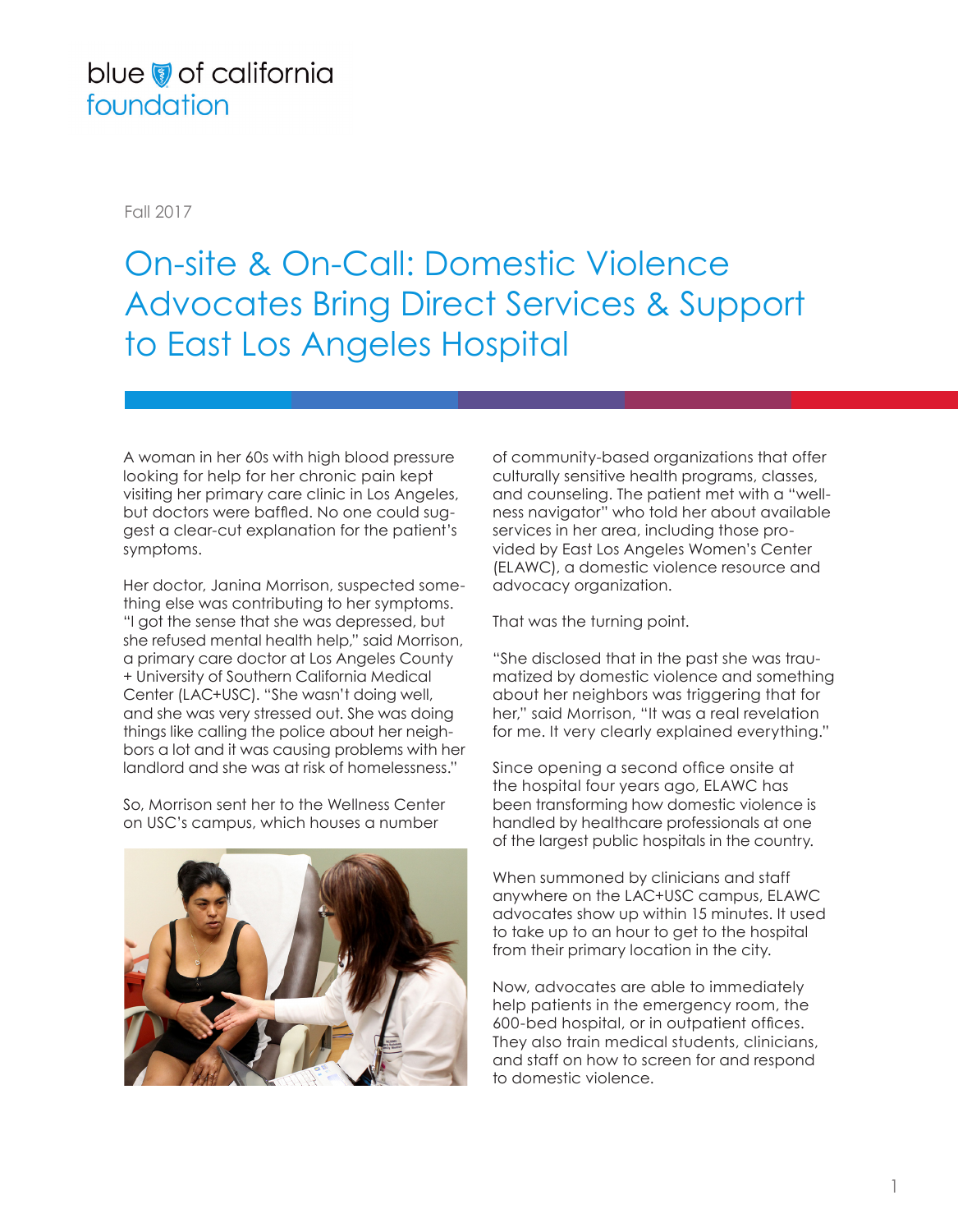blue of california foundation

Fall 2017

# On-site & On-Call: Domestic Violence Advocates Bring Direct Services & Support to East Los Angeles Hospital

A woman in her 60s with high blood pressure looking for help for her chronic pain kept visiting her primary care clinic in Los Angeles, but doctors were baffled. No one could suggest a clear-cut explanation for the patient's symptoms.

Her doctor, Janina Morrison, suspected something else was contributing to her symptoms. "I got the sense that she was depressed, but she refused mental health help," said Morrison, a primary care doctor at Los Angeles County + University of Southern California Medical Center (LAC+USC). "She wasn't doing well, and she was very stressed out. She was doing things like calling the police about her neighbors a lot and it was causing problems with her landlord and she was at risk of homelessness."

So, Morrison sent her to the Wellness Center on USC's campus, which houses a number of community-based organizations that offer culturally sensitive health programs, classes, and counseling. The patient met with a "wellness navigator" who told her about available services in her area, including those provided by East Los Angeles Women's Center (ELAWC), a domestic violence resource and advocacy organization.

That was the turning point.

"She disclosed that in the past she was traumatized by domestic violence and something about her neighbors was triggering that for her," said Morrison, "It was a real revelation for me. It very clearly explained everything."

Since opening a second office onsite at the hospital four years ago, ELAWC has been transforming how domestic violence is handled by healthcare professionals at one of the largest public hospitals in the country.

When summoned by clinicians and staff anywhere on the LAC+USC campus, ELAWC advocates show up within 15 minutes. It used to take up to an hour to get to the hospital from their primary location in the city.

Now, advocates are able to immediately help patients in the emergency room, the 600-bed hospital, or in outpatient offices. They also train medical students, clinicians, and staff on how to screen for and respond to domestic violence.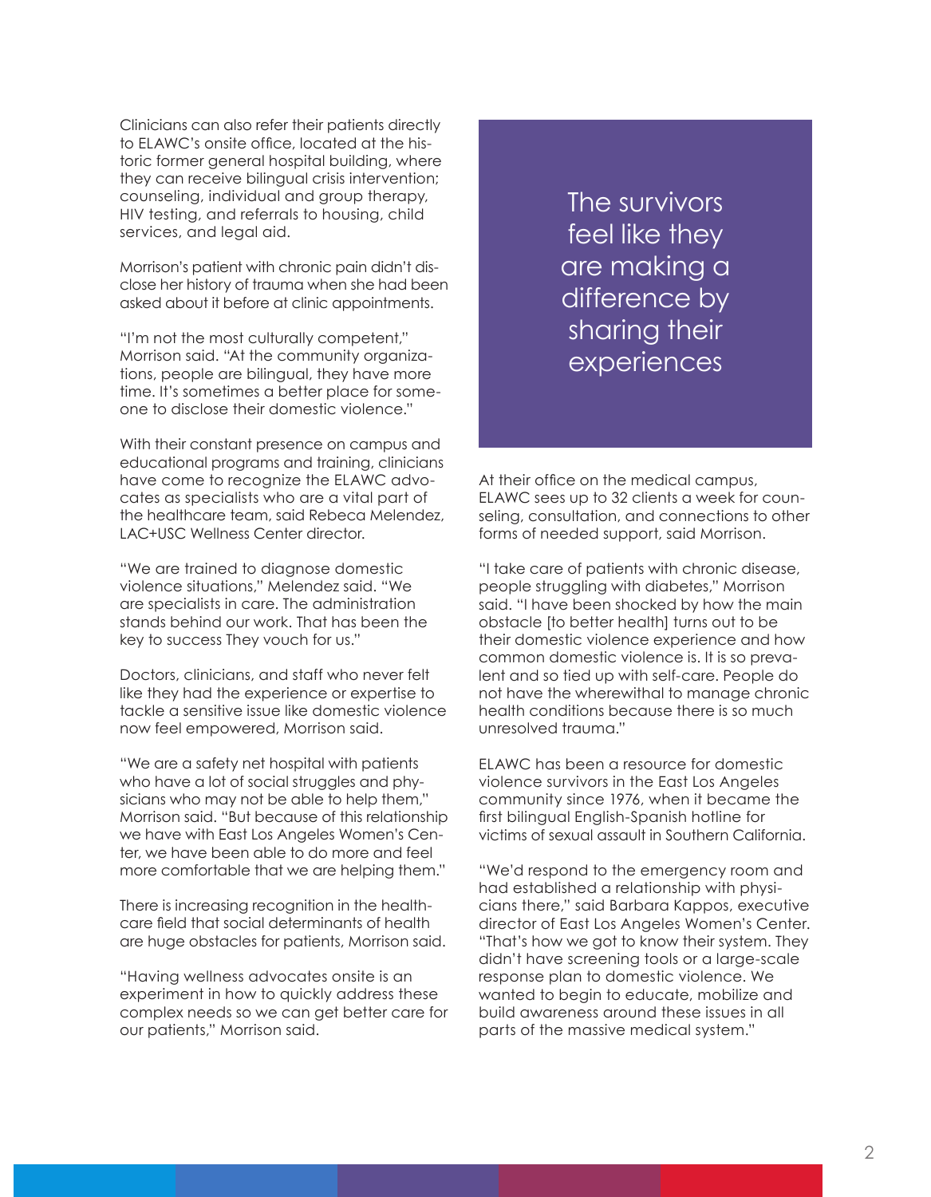Clinicians can also refer their patients directly to ELAWC's onsite office, located at the historic former general hospital building, where they can receive bilingual crisis intervention; counseling, individual and group therapy, HIV testing, and referrals to housing, child services, and legal aid.

Morrison's patient with chronic pain didn't disclose her history of trauma when she had been asked about it before at clinic appointments.

"I'm not the most culturally competent," Morrison said. "At the community organizations, people are bilingual, they have more time. It's sometimes a better place for someone to disclose their domestic violence."

With their constant presence on campus and educational programs and training, clinicians have come to recognize the ELAWC advocates as specialists who are a vital part of the healthcare team, said Rebeca Melendez, LAC+USC Wellness Center director.

"We are trained to diagnose domestic violence situations," Melendez said. "We are specialists in care. The administration stands behind our work. That has been the key to success They vouch for us."

Doctors, clinicians, and staff who never felt like they had the experience or expertise to tackle a sensitive issue like domestic violence now feel empowered, Morrison said.

"We are a safety net hospital with patients who have a lot of social struggles and physicians who may not be able to help them," Morrison said. "But because of this relationship we have with East Los Angeles Women's Center, we have been able to do more and feel more comfortable that we are helping them."

There is increasing recognition in the healthcare field that social determinants of health are huge obstacles for patients, Morrison said.

"Having wellness advocates onsite is an experiment in how to quickly address these complex needs so we can get better care for our patients," Morrison said.

> The survivors feel like they are making a difference by sharing their experiences

At their office on the medical campus, ELAWC sees up to 32 clients a week for counseling, consultation, and connections to other forms of needed support, said Morrison.

"I take care of patients with chronic disease, people struggling with diabetes," Morrison said. "I have been shocked by how the main obstacle [to better health] turns out to be their domestic violence experience and how common domestic violence is. It is so prevalent and so tied up with self-care. People do not have the wherewithal to manage chronic health conditions because there is so much unresolved trauma."

ELAWC has been a resource for domestic violence survivors in the East Los Angeles community since 1976, when it became the first bilingual English-Spanish hotline for victims of sexual assault in Southern California.

"We'd respond to the emergency room and had established a relationship with physicians there," said Barbara Kappos, executive director of East Los Angeles Women's Center. "That's how we got to know their system. They didn't have screening tools or a large-scale response plan to domestic violence. We wanted to begin to educate, mobilize and build awareness around these issues in all parts of the massive medical system."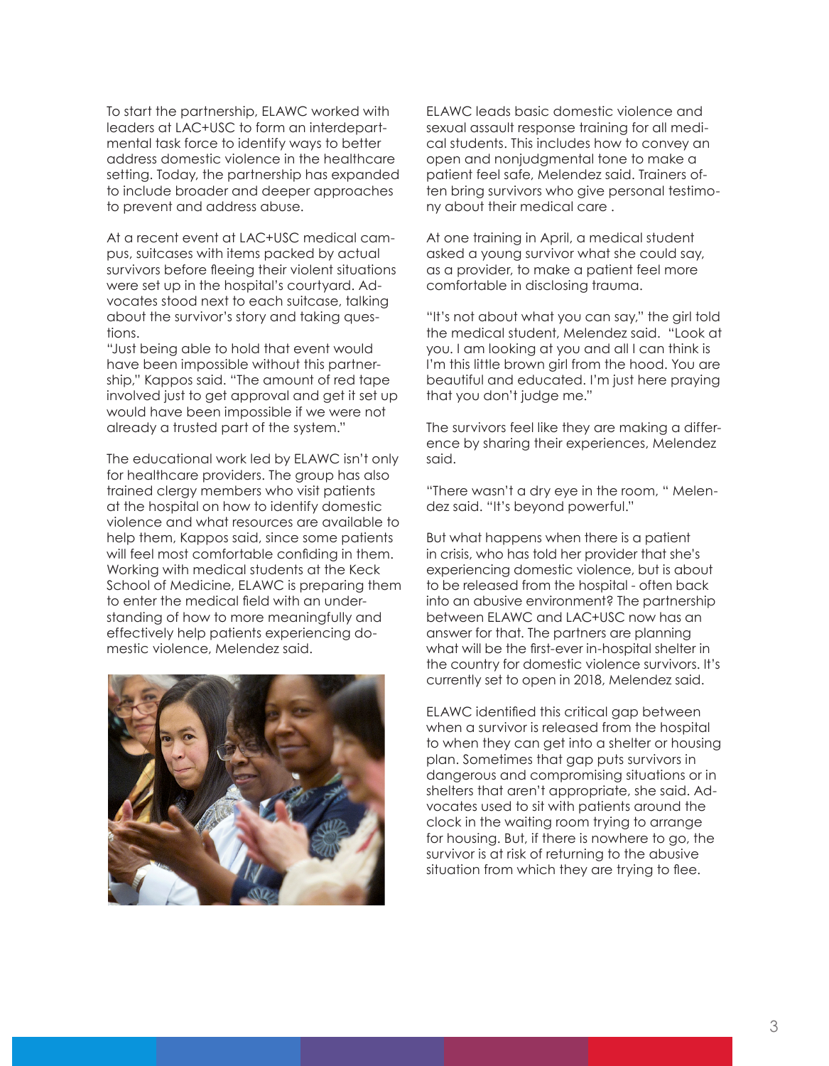To start the partnership, ELAWC worked with leaders at LAC+USC to form an interdepartmental task force to identify ways to better address domestic violence in the healthcare setting. Today, the partnership has expanded to include broader and deeper approaches to prevent and address abuse.

At a recent event at LAC+USC medical campus, suitcases with items packed by actual survivors before fleeing their violent situations were set up in the hospital's courtyard. Advocates stood next to each suitcase, talking about the survivor's story and taking questions.

"Just being able to hold that event would have been impossible without this partnership," Kappos said. "The amount of red tape involved just to get approval and get it set up would have been impossible if we were not already a trusted part of the system."

The educational work led by ELAWC isn't only for healthcare providers. The group has also trained clergy members who visit patients at the hospital on how to identify domestic violence and what resources are available to help them, Kappos said, since some patients will feel most comfortable confiding in them. Working with medical students at the Keck School of Medicine, ELAWC is preparing them to enter the medical field with an understanding of how to more meaningfully and effectively help patients experiencing domestic violence, Melendez said.

ELAWC leads basic domestic violence and sexual assault response training for all medical students. This includes how to convey an open and nonjudgmental tone to make a patient feel safe, Melendez said. Trainers often bring survivors who give personal testimony about their medical care .

At one training in April, a medical student asked a young survivor what she could say, as a provider, to make a patient feel more comfortable in disclosing trauma.

"It's not about what you can say," the girl told the medical student, Melendez said. "Look at you. I am looking at you and all I can think is I'm this little brown girl from the hood. You are beautiful and educated. I'm just here praying that you don't judge me."

The survivors feel like they are making a difference by sharing their experiences, Melendez said.

"There wasn't a dry eye in the room, " Melendez said. "It's beyond powerful."

But what happens when there is a patient in crisis, who has told her provider that she's experiencing domestic violence, but is about to be released from the hospital - often back into an abusive environment? The partnership between ELAWC and LAC+USC now has an answer for that. The partners are planning what will be the first-ever in-hospital shelter in the country for domestic violence survivors. It's currently set to open in 2018, Melendez said.

ELAWC identified this critical gap between when a survivor is released from the hospital to when they can get into a shelter or housing plan. Sometimes that gap puts survivors in dangerous and compromising situations or in shelters that aren't appropriate, she said. Advocates used to sit with patients around the clock in the waiting room trying to arrange for housing. But, if there is nowhere to go, the survivor is at risk of returning to the abusive situation from which they are trying to flee.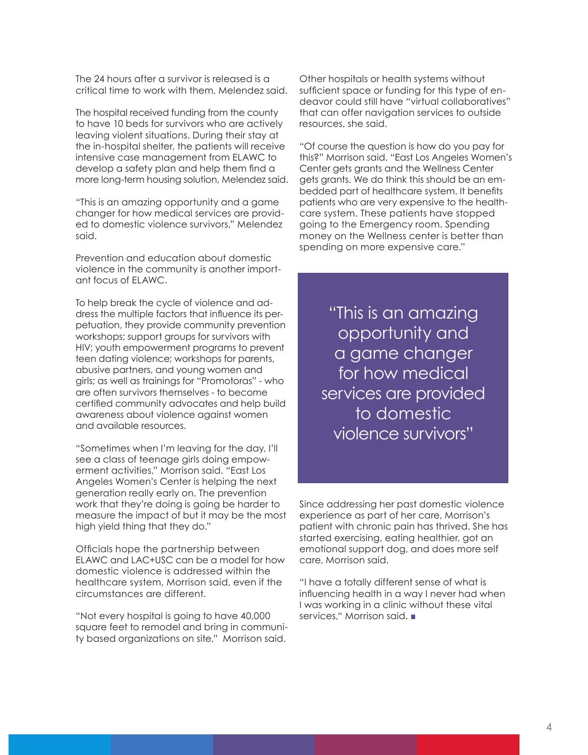The 24 hours after a survivor is released is a critical time to work with them, Melendez said.

The hospital received funding from the county to have 10 beds for survivors who are actively leaving violent situations. During their stay at the in-hospital shelter, the patients will receive intensive case management from ELAWC to develop a safety plan and help them find a more long-term housing solution, Melendez said.

"This is an amazing opportunity and a game changer for how medical services are provided to domestic violence survivors," Melendez said.

Prevention and education about domestic violence in the community is another important focus of ELAWC.

To help break the cycle of violence and address the multiple factors that influence its perpetuation, they provide community prevention workshops; support groups for survivors with HIV; youth empowerment programs to prevent teen dating violence; workshops for parents, abusive partners, and young women and girls; as well as trainings for "Promotoras" - who are often survivors themselves - to become certified community advocates and help build awareness about violence against women and available resources.

"Sometimes when I'm leaving for the day, I'll see a class of teenage girls doing empowerment activities," Morrison said. "East Los Angeles Women's Center is helping the next generation really early on. The prevention work that they're doing is going be harder to measure the impact of but it may be the most high yield thing that they do."

Officials hope the partnership between ELAWC and LAC+USC can be a model for how domestic violence is addressed within the healthcare system, Morrison said, even if the circumstances are different.

"Not every hospital is going to have 40,000 square feet to remodel and bring in community based organizations on site," Morrison said.

Other hospitals or health systems without sufficient space or funding for this type of endeavor could still have "virtual collaboratives" that can offer navigation services to outside resources, she said.

"Of course the question is how do you pay for this?" Morrison said. "East Los Angeles Women's Center gets grants and the Wellness Center gets grants. We do think this should be an embedded part of healthcare system. It benefits patients who are very expensive to the healthcare system. These patients have stopped going to the Emergency room. Spending money on the Wellness center is better than spending on more expensive care."

> "This is an amazing opportunity and a game changer for how medical services are provided to domestic violence survivors"

Since addressing her past domestic violence experience as part of her care, Morrison's patient with chronic pain has thrived. She has started exercising, eating healthier, got an emotional support dog, and does more self care, Morrison said.

"I have a totally different sense of what is influencing health in a way I never had when I was working in a clinic without these vital services," Morrison said. ■